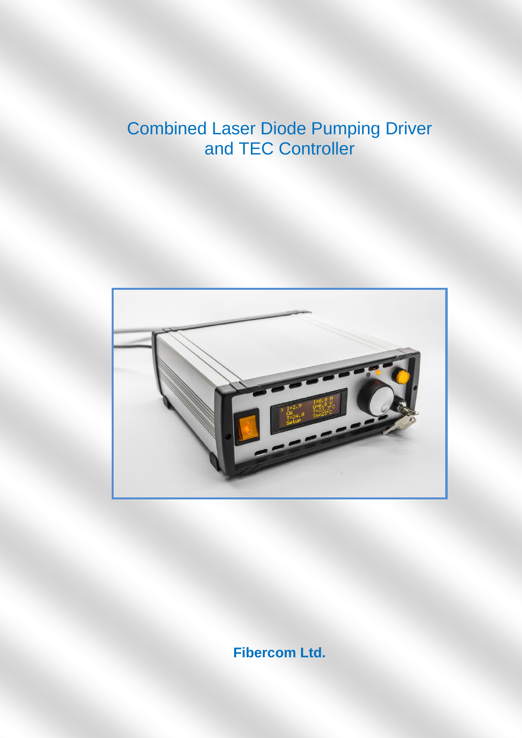# Combined Laser Diode Pumping Driver and TEC Controller

**Fibercom Ltd.**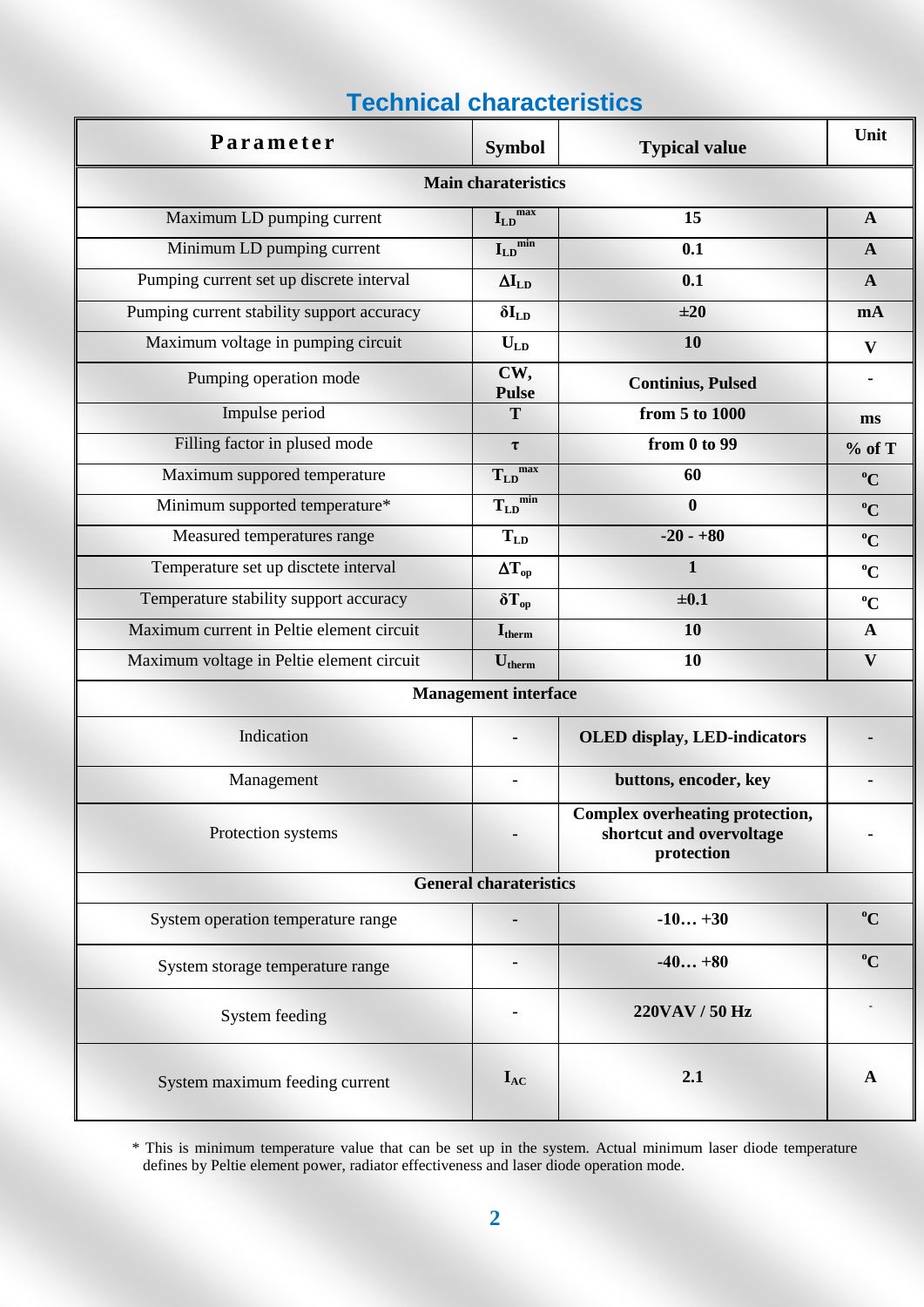## Technical characteristics

| Parameter | Symbol | Typical value | Unit |
|---|---|---|---|
| **Main charateristics** | | | |
| Maximum LD pumping current | $I_{LD}^{max}$ | **15** | **A** |
| Minimum LD pumping current | $I_{LD}^{min}$ | **0.1** | **A** |
| Pumping current set up discrete interval | $\Delta I_{LD}$ | **0.1** | **A** |
| Pumping current stability support accuracy | $\delta I_{LD}$ | **±20** | **mA** |
| Maximum voltage in pumping circuit | $U_{LD}$ | **10** | **V** |
| Pumping operation mode | **CW, Pulse** | **Continius, Pulsed** | - |
| Impulse period | **T** | **from 5 to 1000** | **ms** |
| Filling factor in plused mode | **τ** | **from 0 to 99** | **% of T** |
| Maximum suppored temperature | $T_{LD}^{max}$ | **60** | **°C** |
| Minimum supported temperature* | $T_{LD}^{min}$ | **0** | **°C** |
| Measured temperatures range | $T_{LD}$ | **-20 - +80** | **°C** |
| Temperature set up disctete interval | $\Delta T_{op}$ | **1** | **°C** |
| Temperature stability support accuracy | $\delta T_{op}$ | **±0.1** | **°C** |
| Maximum current in Peltie element circuit | $I_{therm}$ | **10** | **A** |
| Maximum voltage in Peltie element circuit | $U_{therm}$ | **10** | **V** |
| **Management interface** | | | |
| Indication | - | **OLED display, LED-indicators** | - |
| Management | - | **buttons, encoder, key** | - |
| Protection systems | - | **Complex overheating protection, shortcut and overvoltage protection** | - |
| **General charateristics** | | | |
| System operation temperature range | - | **-10… +30** | **°C** |
| System storage temperature range | - | **-40… +80** | **°C** |
| System feeding | - | **220VAV / 50 Hz** | - |
| System maximum feeding current | $I_{AC}$ | **2.1** | **A** |

\* This is minimum temperature value that can be set up in the system. Actual minimum laser diode temperature defines by Peltie element power, radiator effectiveness and laser diode operation mode.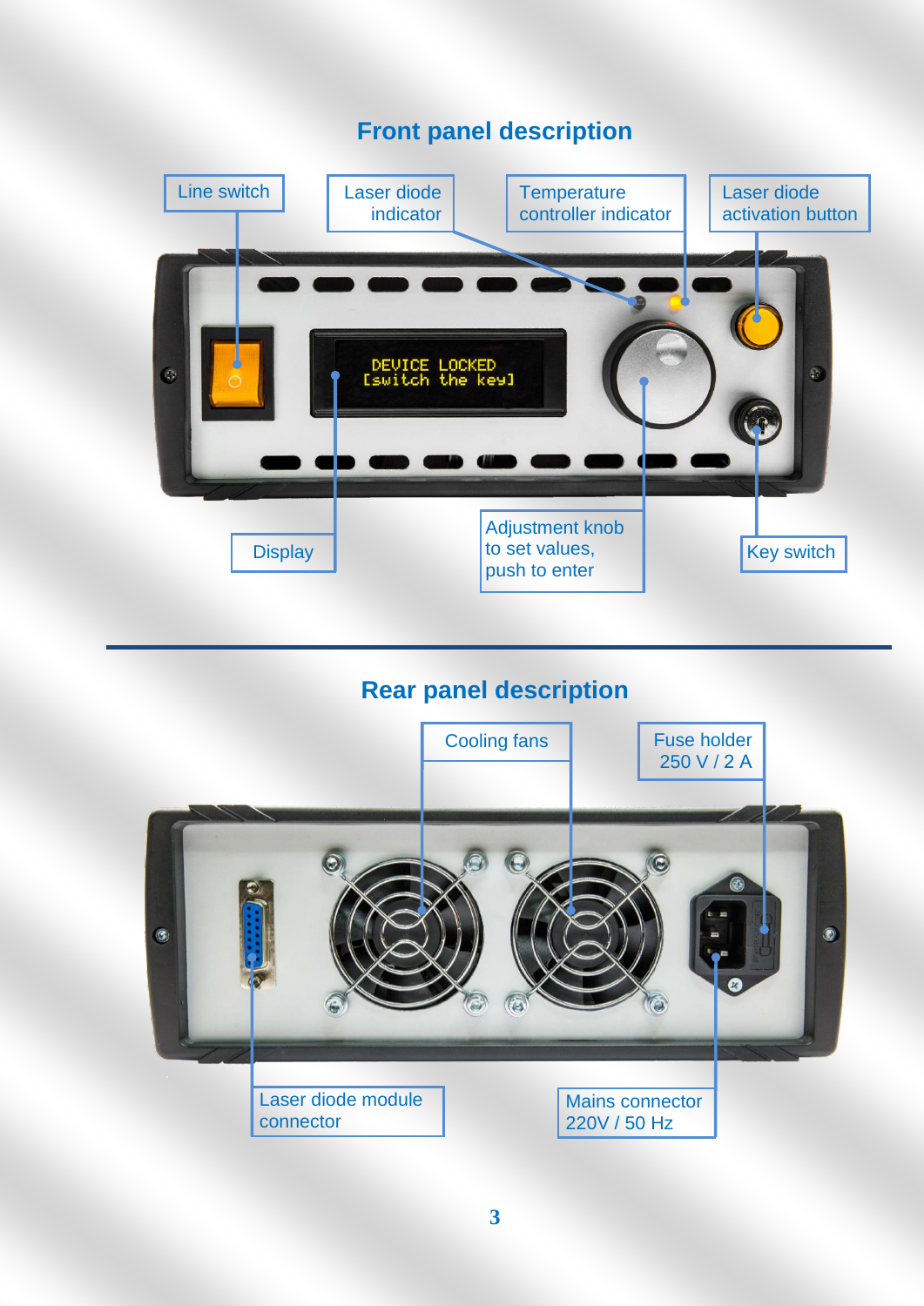## Front panel description

Line switch

Laser diode indicator

Temperature controller indicator

Laser diode activation button

DEVICE LOCKED
[switch the key]

Display

Adjustment knob to set values, push to enter

Key switch

## Rear panel description

Cooling fans

Fuse holder 250 V / 2 A

Laser diode module connector

Mains connector 220V / 50 Hz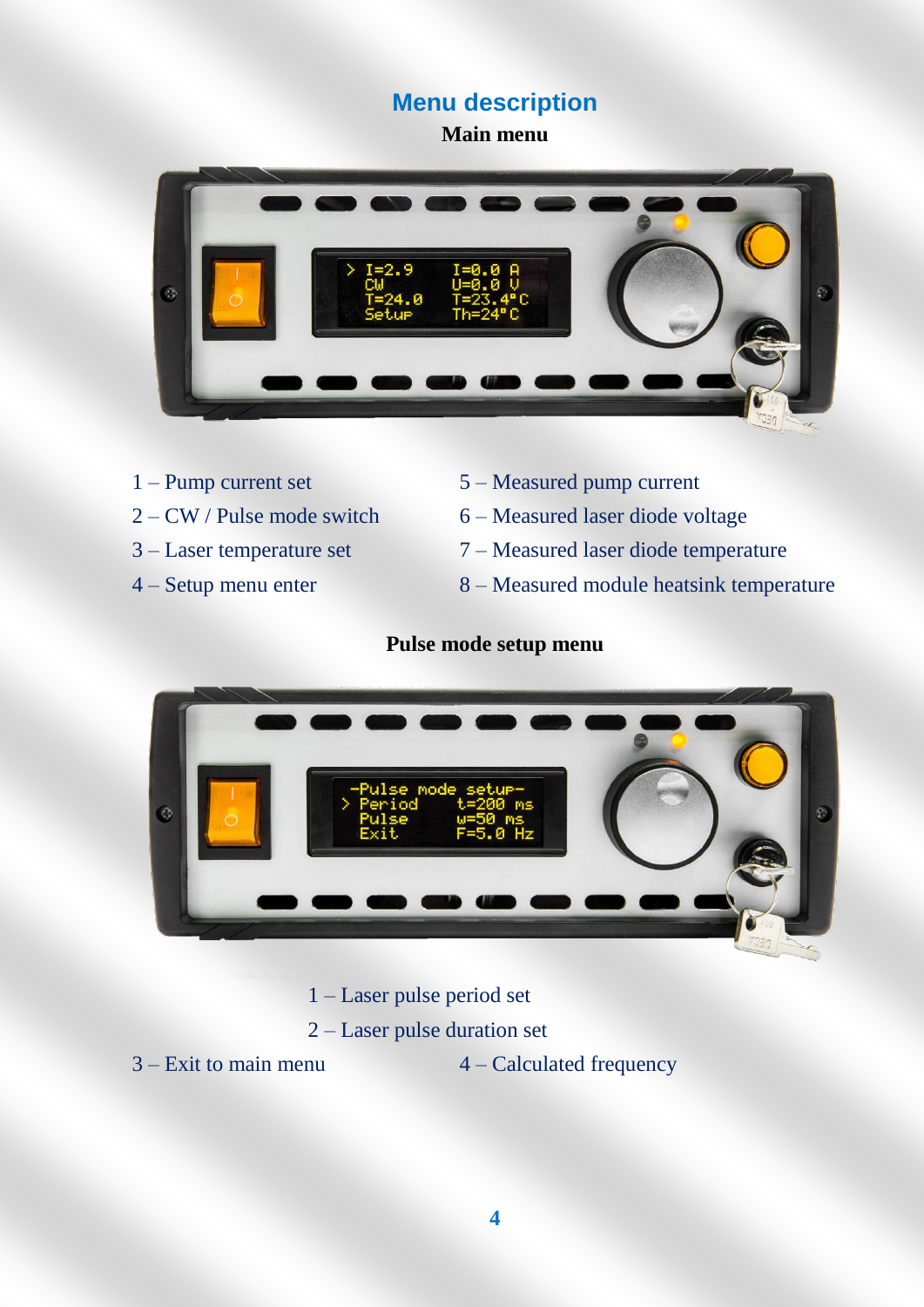# Menu description

## Main menu

1 – Pump current set

2 – CW / Pulse mode switch

3 – Laser temperature set

4 – Setup menu enter

5 – Measured pump current

6 – Measured laser diode voltage

7 – Measured laser diode temperature

8 – Measured module heatsink temperature

## Pulse mode setup menu

1 – Laser pulse period set

2 – Laser pulse duration set

3 – Exit to main menu

4 – Calculated frequency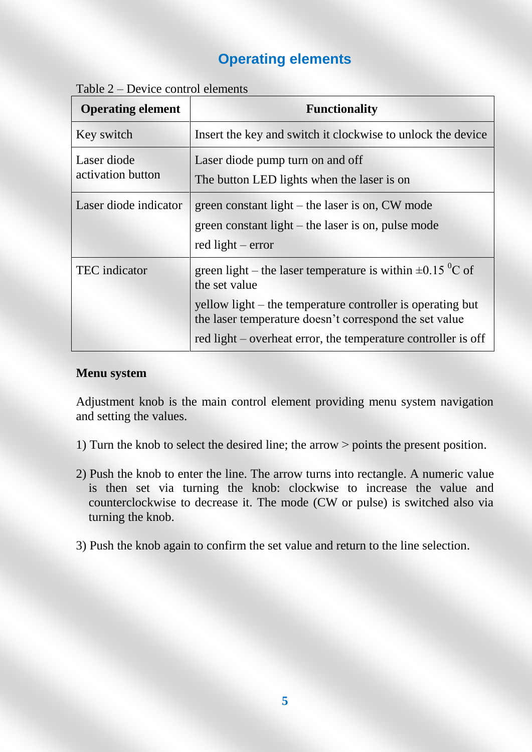## Operating elements

Table 2 – Device control elements

| Operating element | Functionality |
|---|---|
| Key switch | Insert the key and switch it clockwise to unlock the device |
| Laser diode activation button | Laser diode pump turn on and off<br>The button LED lights when the laser is on |
| Laser diode indicator | green constant light – the laser is on, CW mode<br>green constant light – the laser is on, pulse mode<br>red light – error |
| TEC indicator | green light – the laser temperature is within ±0.15 $^0$C of the set value<br>yellow light – the temperature controller is operating but the laser temperature doesn't correspond the set value<br>red light – overheat error, the temperature controller is off |

**Menu system**

Adjustment knob is the main control element providing menu system navigation and setting the values.

1) Turn the knob to select the desired line; the arrow > points the present position.

2) Push the knob to enter the line. The arrow turns into rectangle. A numeric value is then set via turning the knob: clockwise to increase the value and counterclockwise to decrease it. The mode (CW or pulse) is switched also via turning the knob.

3) Push the knob again to confirm the set value and return to the line selection.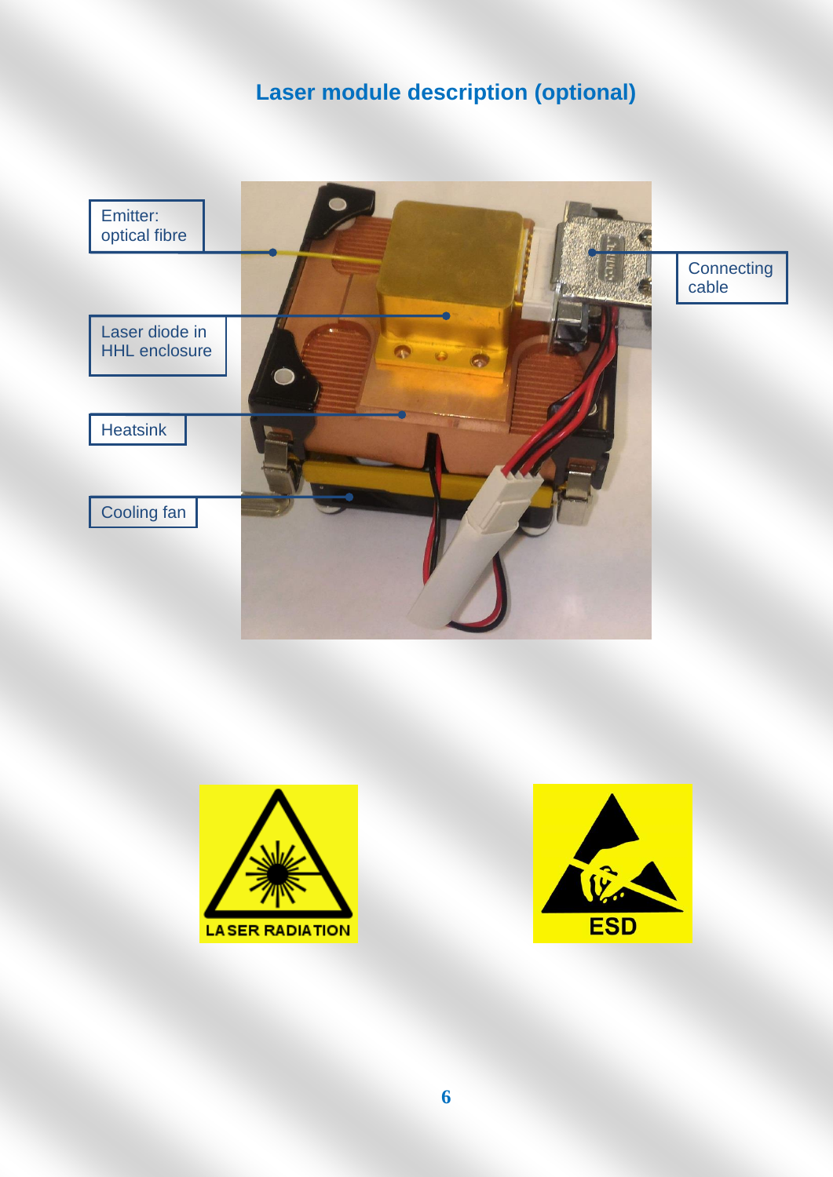## Laser module description (optional)

Emitter: optical fibre

Laser diode in HHL enclosure

Heatsink

Cooling fan

Connecting cable

LASER RADIATION

ESD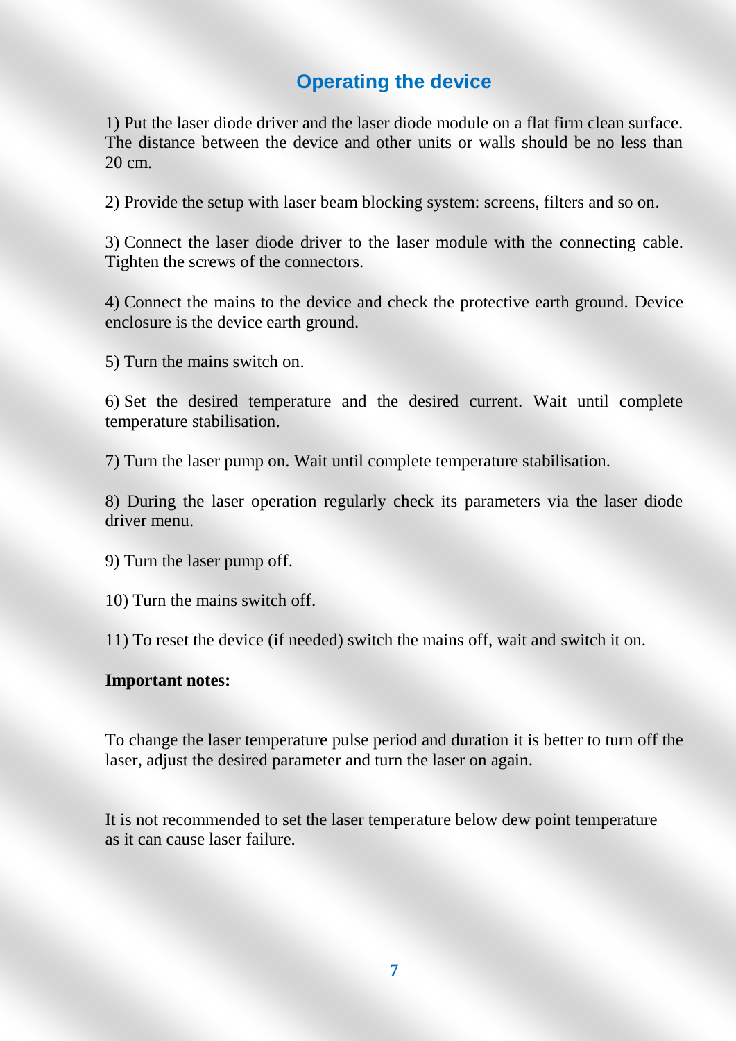## Operating the device

1) Put the laser diode driver and the laser diode module on a flat firm clean surface. The distance between the device and other units or walls should be no less than 20 cm.

2) Provide the setup with laser beam blocking system: screens, filters and so on.

3) Connect the laser diode driver to the laser module with the connecting cable. Tighten the screws of the connectors.

4) Connect the mains to the device and check the protective earth ground. Device enclosure is the device earth ground.

5) Turn the mains switch on.

6) Set the desired temperature and the desired current. Wait until complete temperature stabilisation.

7) Turn the laser pump on. Wait until complete temperature stabilisation.

8) During the laser operation regularly check its parameters via the laser diode driver menu.

9) Turn the laser pump off.

10) Turn the mains switch off.

11) To reset the device (if needed) switch the mains off, wait and switch it on.

**Important notes:**

To change the laser temperature pulse period and duration it is better to turn off the laser, adjust the desired parameter and turn the laser on again.

It is not recommended to set the laser temperature below dew point temperature as it can cause laser failure.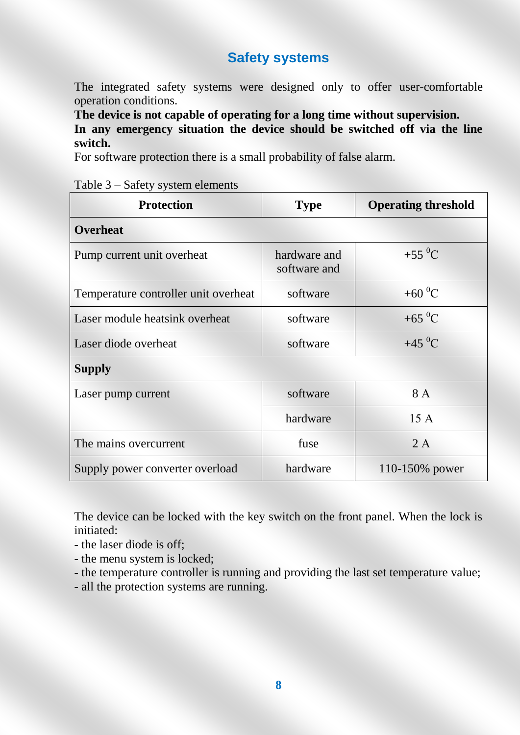## Safety systems

The integrated safety systems were designed only to offer user-comfortable operation conditions.

**The device is not capable of operating for a long time without supervision.**

**In any emergency situation the device should be switched off via the line switch.**

For software protection there is a small probability of false alarm.

Table 3 – Safety system elements

| Protection | Type | Operating threshold |
|---|---|---|
| **Overheat** | | |
| Pump current unit overheat | hardware and software and | +55 $^0$C |
| Temperature controller unit overheat | software | +60 $^0$C |
| Laser module heatsink overheat | software | +65 $^0$C |
| Laser diode overheat | software | +45 $^0$C |
| **Supply** | | |
| Laser pump current | software | 8 A |
| | hardware | 15 A |
| The mains overcurrent | fuse | 2 A |
| Supply power converter overload | hardware | 110-150% power |

The device can be locked with the key switch on the front panel. When the lock is initiated:

- the laser diode is off;
- the menu system is locked;
- the temperature controller is running and providing the last set temperature value;
- all the protection systems are running.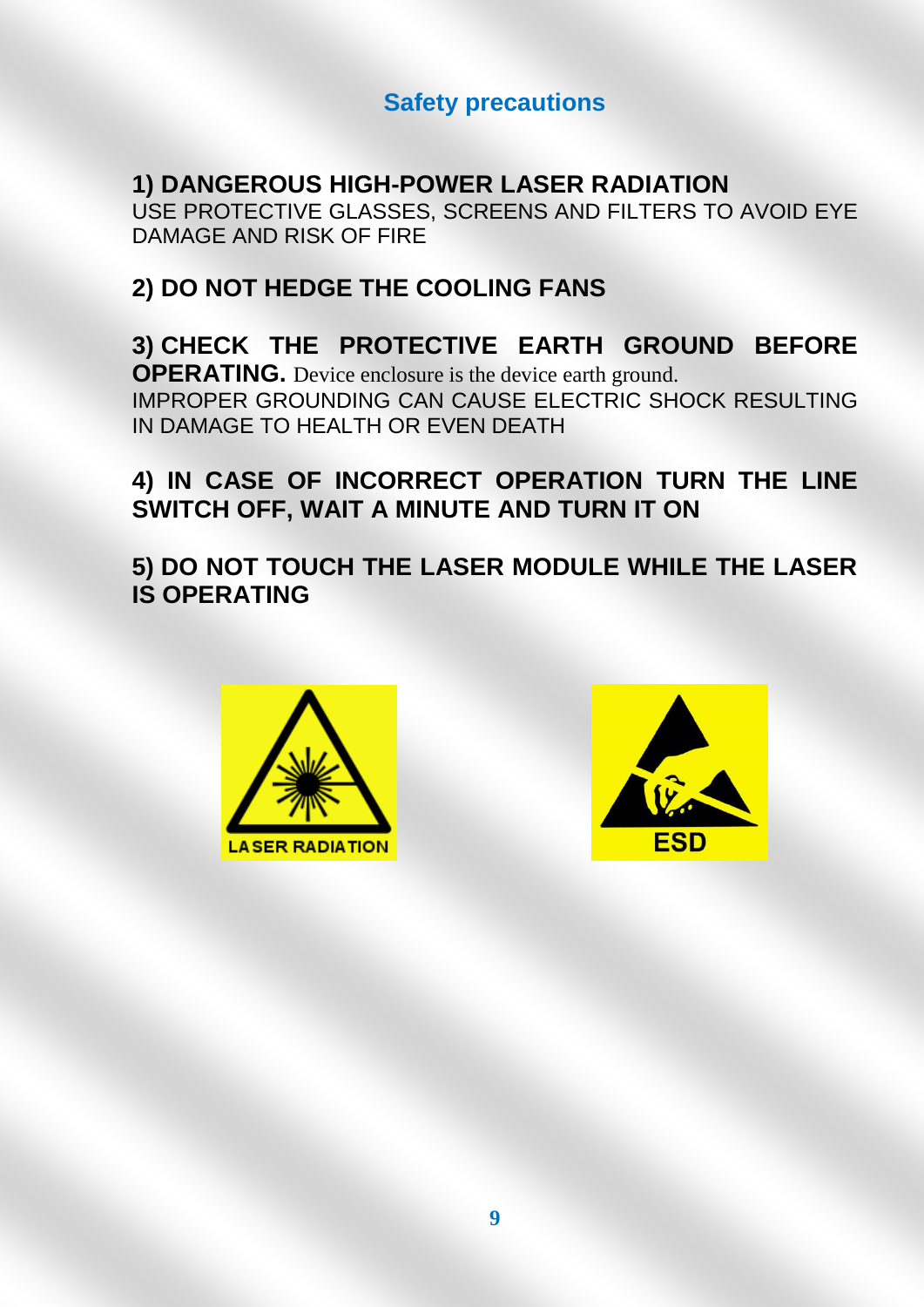## Safety precautions

**1) DANGEROUS HIGH-POWER LASER RADIATION**
USE PROTECTIVE GLASSES, SCREENS AND FILTERS TO AVOID EYE DAMAGE AND RISK OF FIRE

**2) DO NOT HEDGE THE COOLING FANS**

**3) CHECK THE PROTECTIVE EARTH GROUND BEFORE OPERATING.** Device enclosure is the device earth ground.
IMPROPER GROUNDING CAN CAUSE ELECTRIC SHOCK RESULTING IN DAMAGE TO HEALTH OR EVEN DEATH

**4) IN CASE OF INCORRECT OPERATION TURN THE LINE SWITCH OFF, WAIT A MINUTE AND TURN IT ON**

**5) DO NOT TOUCH THE LASER MODULE WHILE THE LASER IS OPERATING**

LASER RADIATION

ESD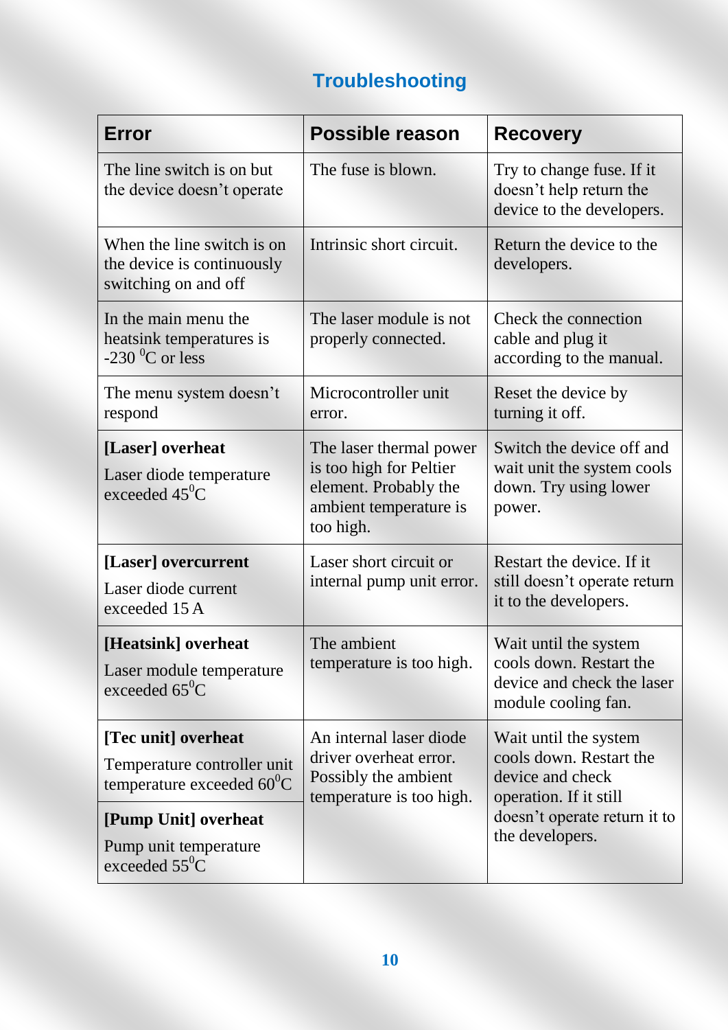## Troubleshooting

| Error | Possible reason | Recovery |
|---|---|---|
| The line switch is on but the device doesn't operate | The fuse is blown. | Try to change fuse. If it doesn't help return the device to the developers. |
| When the line switch is on the device is continuously switching on and off | Intrinsic short circuit. | Return the device to the developers. |
| In the main menu the heatsink temperatures is -230 $^0$C or less | The laser module is not properly connected. | Check the connection cable and plug it according to the manual. |
| The menu system doesn't respond | Microcontroller unit error. | Reset the device by turning it off. |
| **[Laser] overheat** Laser diode temperature exceeded 45$^0$C | The laser thermal power is too high for Peltier element. Probably the ambient temperature is too high. | Switch the device off and wait unit the system cools down. Try using lower power. |
| **[Laser] overcurrent** Laser diode current exceeded 15 A | Laser short circuit or internal pump unit error. | Restart the device. If it still doesn't operate return it to the developers. |
| **[Heatsink] overheat** Laser module temperature exceeded 65$^0$C | The ambient temperature is too high. | Wait until the system cools down. Restart the device and check the laser module cooling fan. |
| **[Tec unit] overheat** Temperature controller unit temperature exceeded 60$^0$C | An internal laser diode driver overheat error. Possibly the ambient temperature is too high. | Wait until the system cools down. Restart the device and check operation. If it still doesn't operate return it to the developers. |
| **[Pump Unit] overheat** Pump unit temperature exceeded 55$^0$C | | |